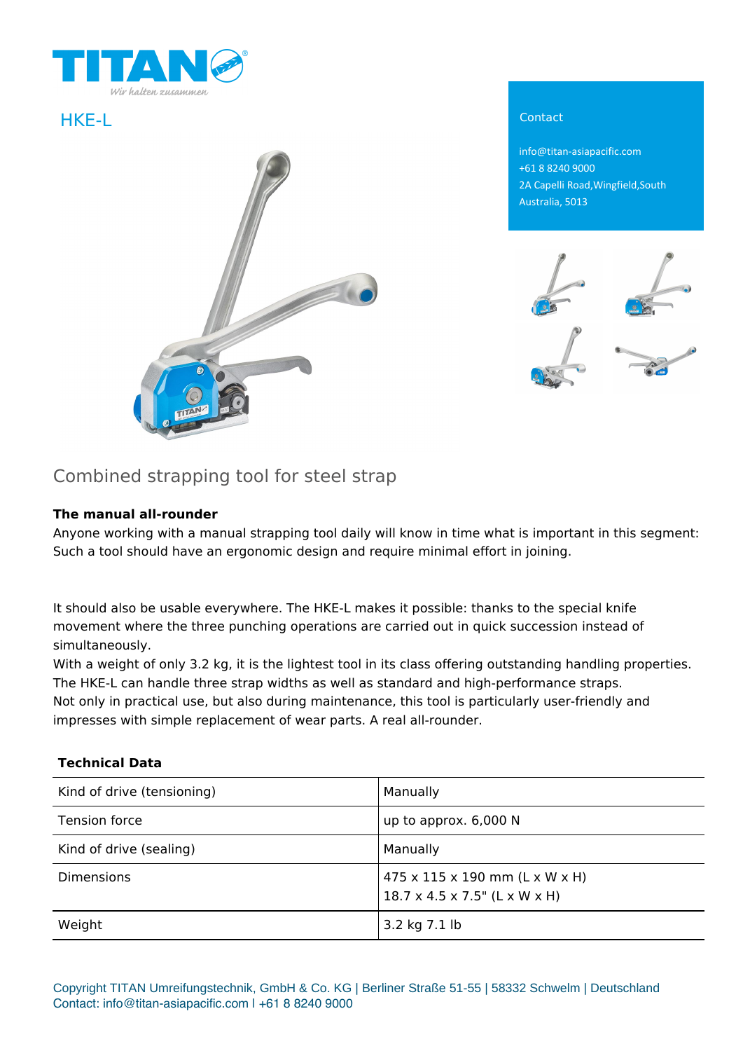TITAN

Wir halten zusammen

# HKE-L

## Contact

info@titan-asiapacific.com
+61 8 8240 9000
2A Capelli Road,Wingfield,South Australia, 5013

## Combined strapping tool for steel strap

**The manual all-rounder**
Anyone working with a manual strapping tool daily will know in time what is important in this segment: Such a tool should have an ergonomic design and require minimal effort in joining.

It should also be usable everywhere. The HKE-L makes it possible: thanks to the special knife movement where the three punching operations are carried out in quick succession instead of simultaneously.
With a weight of only 3.2 kg, it is the lightest tool in its class offering outstanding handling properties.
The HKE-L can handle three strap widths as well as standard and high-performance straps.
Not only in practical use, but also during maintenance, this tool is particularly user-friendly and impresses with simple replacement of wear parts. A real all-rounder.

**Technical Data**

| | |
|---|---|
| Kind of drive (tensioning) | Manually |
| Tension force | up to approx. 6,000 N |
| Kind of drive (sealing) | Manually |
| Dimensions | 475 x 115 x 190 mm (L x W x H)<br>18.7 x 4.5 x 7.5" (L x W x H) |
| Weight | 3.2 kg 7.1 lb |

Copyright TITAN Umreifungstechnik, GmbH & Co. KG | Berliner Straße 51-55 | 58332 Schwelm | Deutschland
Contact: info@titan-asiapacific.com l +61 8 8240 9000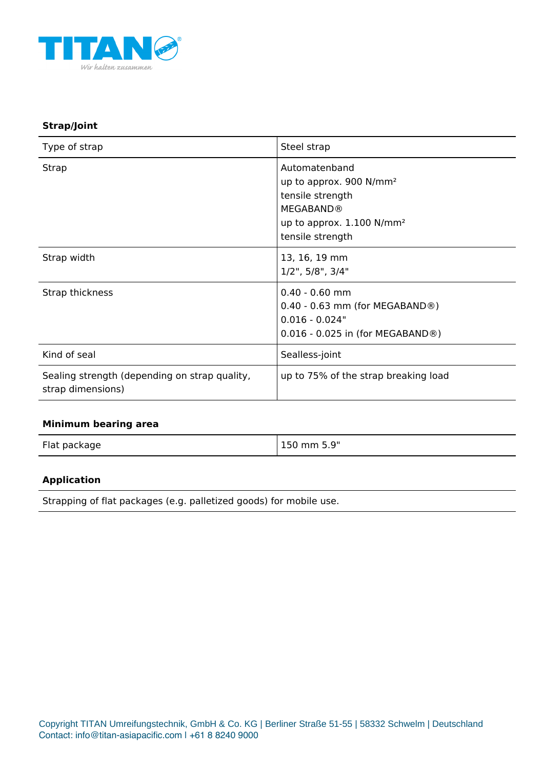**Strap/Joint**

| | |
|---|---|
| Type of strap | Steel strap |
| Strap | Automatenband<br>up to approx. 900 N/mm²<br>tensile strength<br>MEGABAND®<br>up to approx. 1.100 N/mm²<br>tensile strength |
| Strap width | 13, 16, 19 mm<br>1/2", 5/8", 3/4" |
| Strap thickness | 0.40 - 0.60 mm<br>0.40 - 0.63 mm (for MEGABAND®)<br>0.016 - 0.024"<br>0.016 - 0.025 in (for MEGABAND®) |
| Kind of seal | Sealless-joint |
| Sealing strength (depending on strap quality, strap dimensions) | up to 75% of the strap breaking load |

**Minimum bearing area**

| | |
|---|---|
| Flat package | 150 mm 5.9" |

**Application**

Strapping of flat packages (e.g. palletized goods) for mobile use.

Copyright TITAN Umreifungstechnik, GmbH & Co. KG | Berliner Straße 51-55 | 58332 Schwelm | Deutschland
Contact: info@titan-asiapacific.com l +61 8 8240 9000